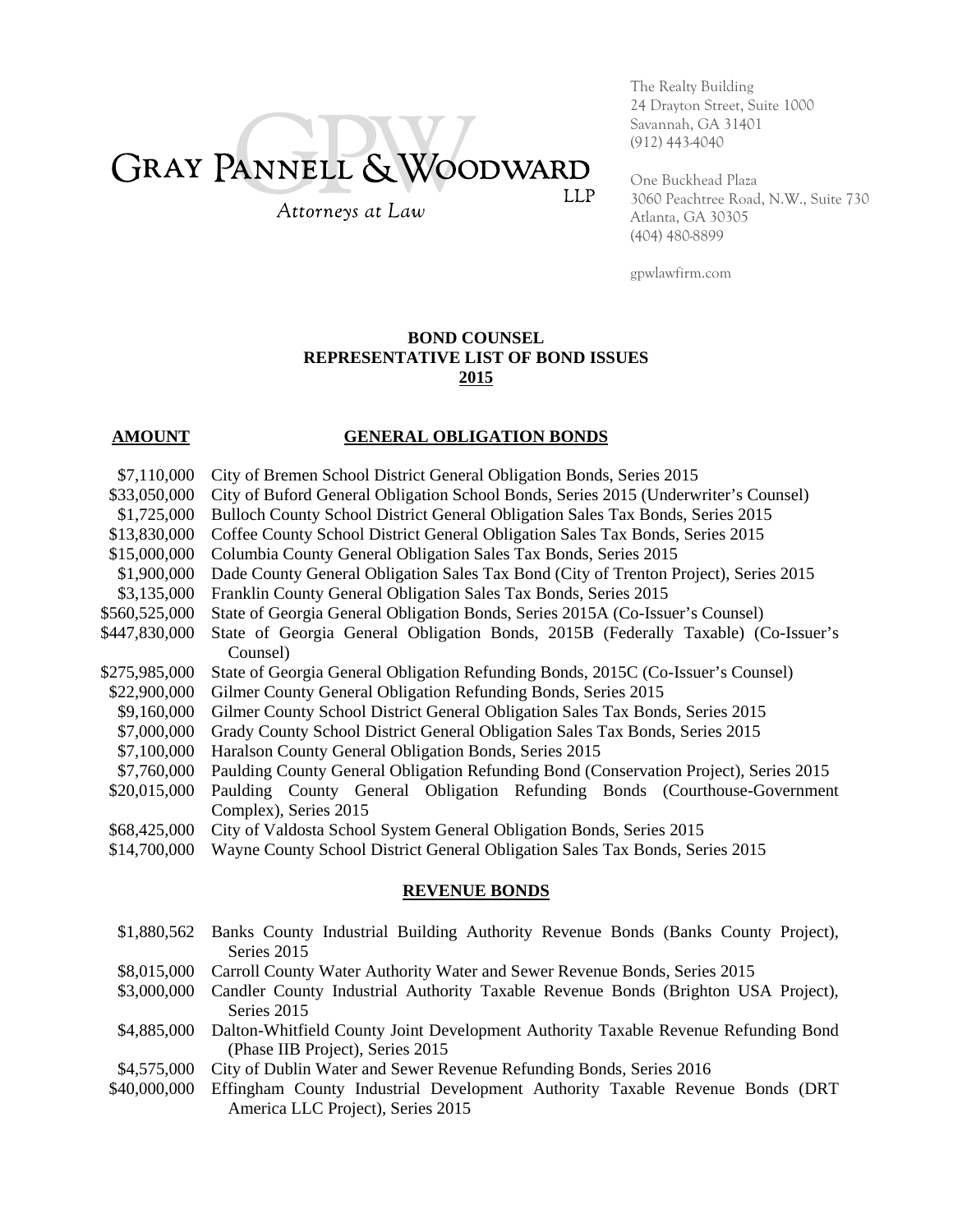GRAY PANNELL & WOODWARD LLP
*Attorneys at Law*

The Realty Building
24 Drayton Street, Suite 1000
Savannah, GA 31401
(912) 443-4040

One Buckhead Plaza
3060 Peachtree Road, N.W., Suite 730
Atlanta, GA 30305
(404) 480-8899

gpwlawfirm.com

## BOND COUNSEL
## REPRESENTATIVE LIST OF BOND ISSUES
## 2015

| AMOUNT | GENERAL OBLIGATION BONDS |
|---|---|
| $7,110,000 | City of Bremen School District General Obligation Bonds, Series 2015 |
| $33,050,000 | City of Buford General Obligation School Bonds, Series 2015 (Underwriter's Counsel) |
| $1,725,000 | Bulloch County School District General Obligation Sales Tax Bonds, Series 2015 |
| $13,830,000 | Coffee County School District General Obligation Sales Tax Bonds, Series 2015 |
| $15,000,000 | Columbia County General Obligation Sales Tax Bonds, Series 2015 |
| $1,900,000 | Dade County General Obligation Sales Tax Bond (City of Trenton Project), Series 2015 |
| $3,135,000 | Franklin County General Obligation Sales Tax Bonds, Series 2015 |
| $560,525,000 | State of Georgia General Obligation Bonds, Series 2015A (Co-Issuer's Counsel) |
| $447,830,000 | State of Georgia General Obligation Bonds, 2015B (Federally Taxable) (Co-Issuer's Counsel) |
| $275,985,000 | State of Georgia General Obligation Refunding Bonds, 2015C (Co-Issuer's Counsel) |
| $22,900,000 | Gilmer County General Obligation Refunding Bonds, Series 2015 |
| $9,160,000 | Gilmer County School District General Obligation Sales Tax Bonds, Series 2015 |
| $7,000,000 | Grady County School District General Obligation Sales Tax Bonds, Series 2015 |
| $7,100,000 | Haralson County General Obligation Bonds, Series 2015 |
| $7,760,000 | Paulding County General Obligation Refunding Bond (Conservation Project), Series 2015 |
| $20,015,000 | Paulding County General Obligation Refunding Bonds (Courthouse-Government Complex), Series 2015 |
| $68,425,000 | City of Valdosta School System General Obligation Bonds, Series 2015 |
| $14,700,000 | Wayne County School District General Obligation Sales Tax Bonds, Series 2015 |

| | REVENUE BONDS |
|---|---|
| $1,880,562 | Banks County Industrial Building Authority Revenue Bonds (Banks County Project), Series 2015 |
| $8,015,000 | Carroll County Water Authority Water and Sewer Revenue Bonds, Series 2015 |
| $3,000,000 | Candler County Industrial Authority Taxable Revenue Bonds (Brighton USA Project), Series 2015 |
| $4,885,000 | Dalton-Whitfield County Joint Development Authority Taxable Revenue Refunding Bond (Phase IIB Project), Series 2015 |
| $4,575,000 | City of Dublin Water and Sewer Revenue Refunding Bonds, Series 2016 |
| $40,000,000 | Effingham County Industrial Development Authority Taxable Revenue Bonds (DRT America LLC Project), Series 2015 |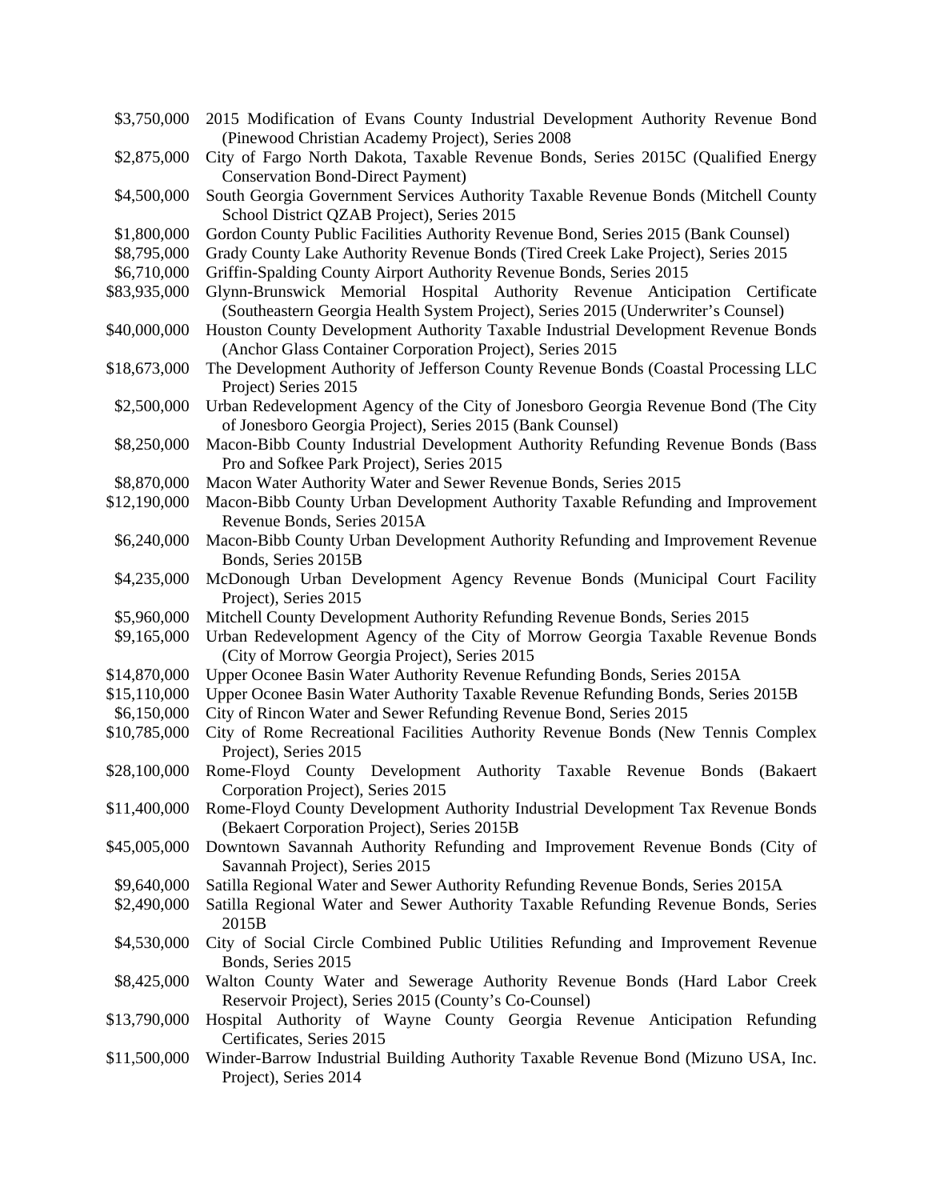| | |
|---|---|
| $3,750,000 | 2015 Modification of Evans County Industrial Development Authority Revenue Bond (Pinewood Christian Academy Project), Series 2008 |
| $2,875,000 | City of Fargo North Dakota, Taxable Revenue Bonds, Series 2015C (Qualified Energy Conservation Bond-Direct Payment) |
| $4,500,000 | South Georgia Government Services Authority Taxable Revenue Bonds (Mitchell County School District QZAB Project), Series 2015 |
| $1,800,000 | Gordon County Public Facilities Authority Revenue Bond, Series 2015 (Bank Counsel) |
| $8,795,000 | Grady County Lake Authority Revenue Bonds (Tired Creek Lake Project), Series 2015 |
| $6,710,000 | Griffin-Spalding County Airport Authority Revenue Bonds, Series 2015 |
| $83,935,000 | Glynn-Brunswick Memorial Hospital Authority Revenue Anticipation Certificate (Southeastern Georgia Health System Project), Series 2015 (Underwriter's Counsel) |
| $40,000,000 | Houston County Development Authority Taxable Industrial Development Revenue Bonds (Anchor Glass Container Corporation Project), Series 2015 |
| $18,673,000 | The Development Authority of Jefferson County Revenue Bonds (Coastal Processing LLC Project) Series 2015 |
| $2,500,000 | Urban Redevelopment Agency of the City of Jonesboro Georgia Revenue Bond (The City of Jonesboro Georgia Project), Series 2015 (Bank Counsel) |
| $8,250,000 | Macon-Bibb County Industrial Development Authority Refunding Revenue Bonds (Bass Pro and Sofkee Park Project), Series 2015 |
| $8,870,000 | Macon Water Authority Water and Sewer Revenue Bonds, Series 2015 |
| $12,190,000 | Macon-Bibb County Urban Development Authority Taxable Refunding and Improvement Revenue Bonds, Series 2015A |
| $6,240,000 | Macon-Bibb County Urban Development Authority Refunding and Improvement Revenue Bonds, Series 2015B |
| $4,235,000 | McDonough Urban Development Agency Revenue Bonds (Municipal Court Facility Project), Series 2015 |
| $5,960,000 | Mitchell County Development Authority Refunding Revenue Bonds, Series 2015 |
| $9,165,000 | Urban Redevelopment Agency of the City of Morrow Georgia Taxable Revenue Bonds (City of Morrow Georgia Project), Series 2015 |
| $14,870,000 | Upper Oconee Basin Water Authority Revenue Refunding Bonds, Series 2015A |
| $15,110,000 | Upper Oconee Basin Water Authority Taxable Revenue Refunding Bonds, Series 2015B |
| $6,150,000 | City of Rincon Water and Sewer Refunding Revenue Bond, Series 2015 |
| $10,785,000 | City of Rome Recreational Facilities Authority Revenue Bonds (New Tennis Complex Project), Series 2015 |
| $28,100,000 | Rome-Floyd County Development Authority Taxable Revenue Bonds (Bakaert Corporation Project), Series 2015 |
| $11,400,000 | Rome-Floyd County Development Authority Industrial Development Tax Revenue Bonds (Bekaert Corporation Project), Series 2015B |
| $45,005,000 | Downtown Savannah Authority Refunding and Improvement Revenue Bonds (City of Savannah Project), Series 2015 |
| $9,640,000 | Satilla Regional Water and Sewer Authority Refunding Revenue Bonds, Series 2015A |
| $2,490,000 | Satilla Regional Water and Sewer Authority Taxable Refunding Revenue Bonds, Series 2015B |
| $4,530,000 | City of Social Circle Combined Public Utilities Refunding and Improvement Revenue Bonds, Series 2015 |
| $8,425,000 | Walton County Water and Sewerage Authority Revenue Bonds (Hard Labor Creek Reservoir Project), Series 2015 (County's Co-Counsel) |
| $13,790,000 | Hospital Authority of Wayne County Georgia Revenue Anticipation Refunding Certificates, Series 2015 |
| $11,500,000 | Winder-Barrow Industrial Building Authority Taxable Revenue Bond (Mizuno USA, Inc. Project), Series 2014 |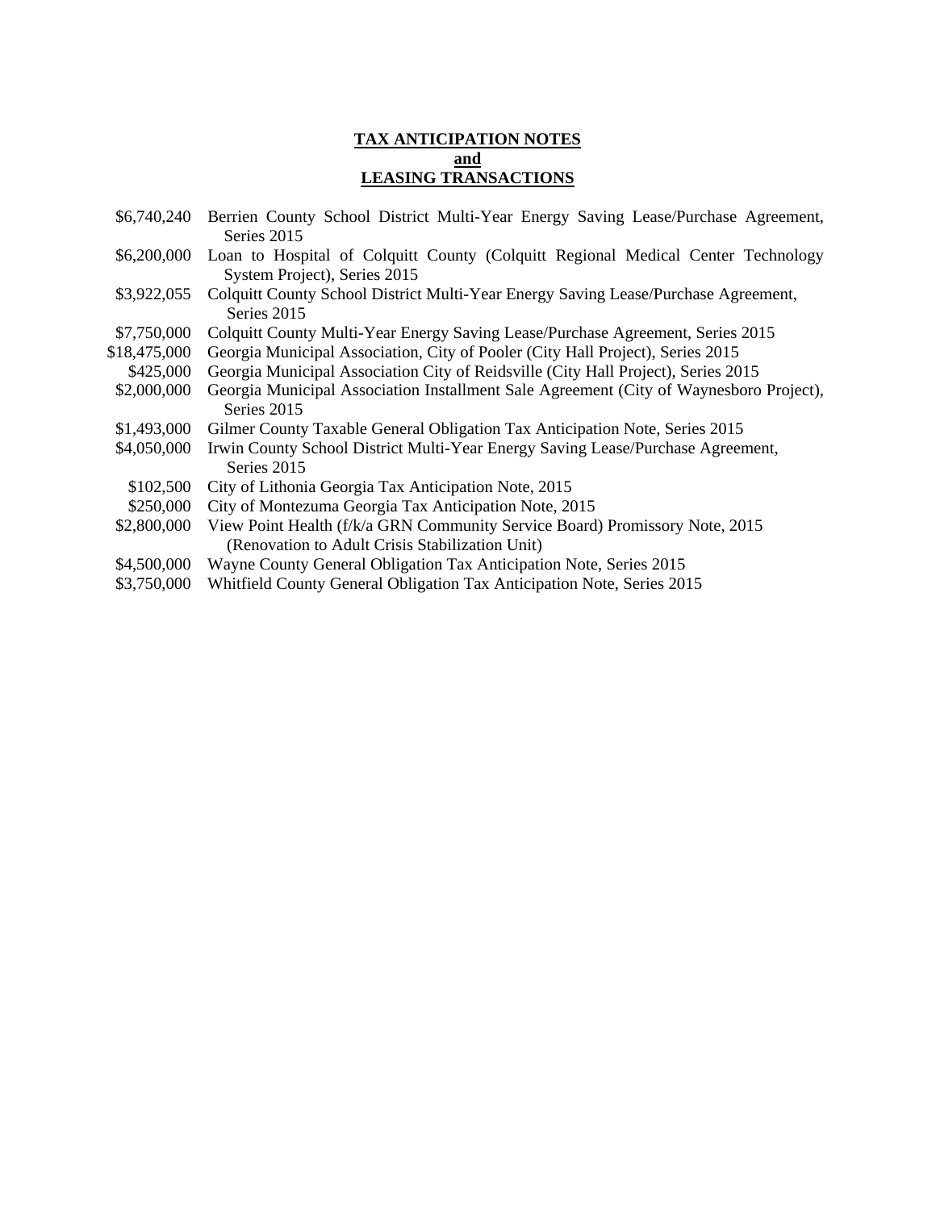**TAX ANTICIPATION NOTES**
**and**
**LEASING TRANSACTIONS**

| | |
|---|---|
| \$6,740,240 | Berrien County School District Multi-Year Energy Saving Lease/Purchase Agreement, Series 2015 |
| \$6,200,000 | Loan to Hospital of Colquitt County (Colquitt Regional Medical Center Technology System Project), Series 2015 |
| \$3,922,055 | Colquitt County School District Multi-Year Energy Saving Lease/Purchase Agreement, Series 2015 |
| \$7,750,000 | Colquitt County Multi-Year Energy Saving Lease/Purchase Agreement, Series 2015 |
| \$18,475,000 | Georgia Municipal Association, City of Pooler (City Hall Project), Series 2015 |
| \$425,000 | Georgia Municipal Association City of Reidsville (City Hall Project), Series 2015 |
| \$2,000,000 | Georgia Municipal Association Installment Sale Agreement (City of Waynesboro Project), Series 2015 |
| \$1,493,000 | Gilmer County Taxable General Obligation Tax Anticipation Note, Series 2015 |
| \$4,050,000 | Irwin County School District Multi-Year Energy Saving Lease/Purchase Agreement, Series 2015 |
| \$102,500 | City of Lithonia Georgia Tax Anticipation Note, 2015 |
| \$250,000 | City of Montezuma Georgia Tax Anticipation Note, 2015 |
| \$2,800,000 | View Point Health (f/k/a GRN Community Service Board) Promissory Note, 2015 (Renovation to Adult Crisis Stabilization Unit) |
| \$4,500,000 | Wayne County General Obligation Tax Anticipation Note, Series 2015 |
| \$3,750,000 | Whitfield County General Obligation Tax Anticipation Note, Series 2015 |